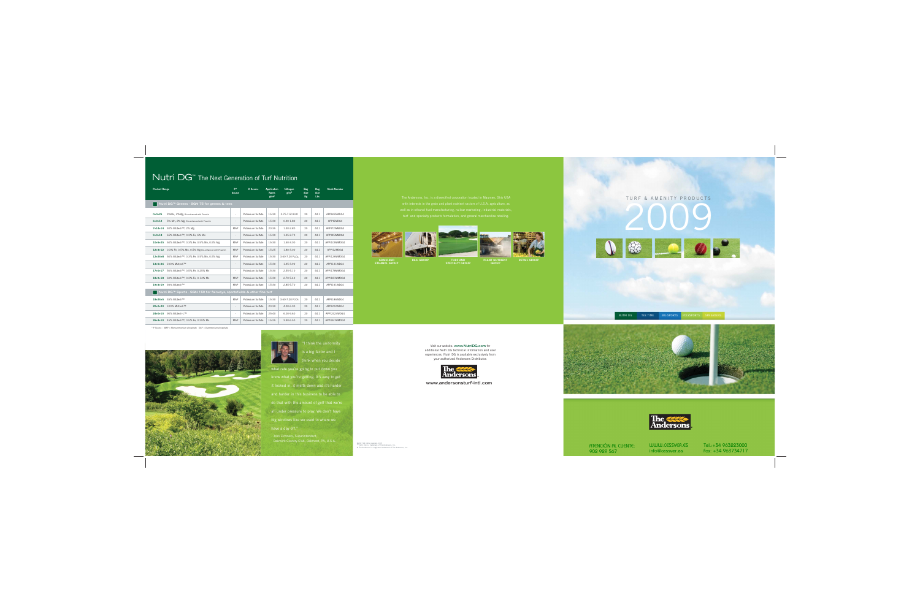# Nutri DG™ The Next Generation of Turf Nutrition

| Product Range | P* Source | K Source | Application Rates g/m² | Nitrogen g/m² | Bag Size Kg | Bag Size Lbs | Stock Number |
|---|---|---|---|---|---|---|---|
| **Nutri DG™ Greens - SGN 70 for greens & tees** | | | | | | | |
| **0+0+25** 5%Mn, 4%Mg, Bio-enhanced with Procelin | – | Potassium Sulfate | 15-30 | 3.75-7.50 K₂O | 20 | 44.1 | APP9925MDG4 |
| **4+0+12** 5% Mn, 2% Mg, Bio-enhanced with Procelin | – | Potassium Sulfate | 15-30 | 0.60-1.80 | 20 | 44.1 | APP94MDG4 |
| **7+14+14** 50% MUtech™, 2% Mg | MAP | Potassium Sulfate | 20-30 | 1.40-2.80 | 20 | 44.1 | APP0714MDG4 |
| **9+0+18** 69% MUtech™, 0.3% Fe, 6% Mn | – | Potassium Sulfate | 15-30 | 1.35-2.70 | 20 | 44.1 | APP0918MDG4 |
| **10+5+25** 50% MUtech™, 0.5% Fe, 0.5% Mn, 0.5% Mg | MAP | Potassium Sulfate | 15-30 | 1.60-3.00 | 20 | 44.1 | APP1025MDG4 |
| **12+3+12** 0.2% Fe, 0.5% Mn, 0.8% Mg Bio-enhanced with Procelin | MAP | Potassium Sulfate | 15-25 | 1.80-3.00 | 20 | 44.1 | APP12MDG4 |
| **12+20+8** 50% MUtech™, 0.5% Fe, 0.5% Mn, 0.5% Mg | MAP | Potassium Sulfate | 15-30 | 3.60-7.20 P₂O₅ | 20 | 44.1 | APP1220MDG4 |
| **13+0+26** 100% MUtech™ | – | Potassium Sulfate | 15-30 | 1.95-3.90 | 20 | 44.1 | APP1313VDG4 |
| **17+0+17** 50% MUtech™, 0.5% Fe, 0.25% Mn | – | Potassium Sulfate | 15-30 | 2.55-5.10 | 20 | 44.1 | APP1717MDG4 |
| **18+9+18** 50% MUtech™, 0.5% Fe, 0.14% Mn | MAP | Potassium Sulfate | 15-30 | 2.70-5.40 | 20 | 44.1 | APP1818MDG4 |
| **19+3+19** 50% MUtech™ | MAP | Potassium Sulfate | 15-30 | 2.85-5.70 | 20 | 44.1 | APP1919MDG4 |
| **Nutri DG™ Sports - SGN 150 for fairways, sportsfields & other fine turf** | | | | | | | |
| **18+20+5** 35% MUtech™ | MAP | Potassium Sulfate | 15-30 | 3.60-7.20 P₂O₅ | 20 | 44.1 | APP1820SDG4 |
| **20+0+20** 100% MUtech™ | – | Potassium Sulfate | 20-30 | 4.00-6.00 | 20 | 44.1 | APP2020SDG4 |
| **24+0+10** 50% MUtech-L™ | – | Potassium Sulfate | 25-40 | 6.00-9.60 | 20 | 44.1 | APP2410SDG4 |
| **26+3+10** 45% MUtech™, 0.5% Fe, 0.25% Mn | MAP | Potassium Sulfate | 15-25 | 3.90-6.50 | 20 | 44.1 | APP2610MDG4 |

* P Source – MAP = Monoammonium phosphate DAP = Diammonium phosphate

"I think the uniformity is a big factor and I think when you decide what rate you're going to put down you know what you're getting. It's easy to get it locked in, it melts down and it's harder and harder in this business to be able to do that with the amount of golf that we're all under pressure to play. We don't have big windows like we used to where we have a day off."

– John Dionnes, Superintendent, Oakmont Country Club, Oakmont, PA, U.S.A.

The Andersons, Inc. is a diversified corporation located in Maumee, Ohio USA with interests in the grain and plant nutrient sectors of U.S.A. agriculture, as well as in ethanol fuel manufacturing, railcar marketing, industrial materials, turf and specialty products formulation, and general merchandise retailing.

GRAIN AND ETHANOL GROUP

RAIL GROUP

TURF AND SPECIALTY GROUP

PLANT NUTRIENT GROUP

RETAIL GROUP

Visit our website: www.NutriDG.com for additional Nutri DG technical information and user experiences. Nutri DG is available exclusively from your authorized Andersons Distributor.

The Andersons

www.andersonsturf-intl.com

TURF & AMENITY PRODUCTS

# 2009

NUTRI DG | TEE TIME | MU SPORTS | PRO SPORTS | SPREADERS

The Andersons

ATENCIÓN AL CLIENTE: 902 929 567

WWW.CESSVER.ES info@cessver.es

Tel.:+34 963223000 Fax: +34 963734717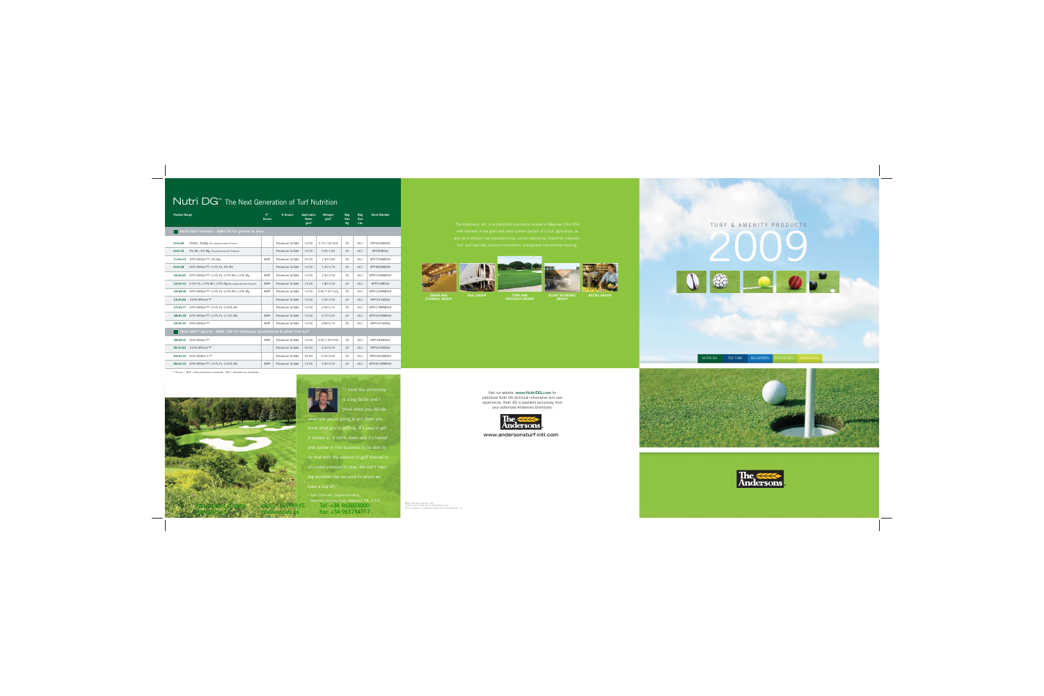# Nutri DG™ The Next Generation of Turf Nutrition

| Product Range | P* Source | K Source | Application Rates g/m² | Nitrogen g/m² | Bag Size Kg | Bag Size Lbs | Stock Number |
|---|---|---|---|---|---|---|---|
| **Nutri DG™ Greens - SGN 75 for greens & tees** | | | | | | | |
| **0+0+28** 3%Mn, 4%Mg, Biostimulated with Pzazzle | – | Potassium Sulfate | 15-30 | 4.75-7.30 K2O | 20 | 44.1 | APP0028IWDG4 |
| **4+0+12** 5% Mn, 2% Mg, Biostimulated with Pzazzle | – | Potassium Sulfate | 15-30 | 0.90-1.80 | 20 | 44.1 | APP4IWDG4 |
| **7+14+14** 50% MUtech™, 2% Mg | MAP | Potassium Sulfate | 20-35 | 1.40-2.80 | 20 | 44.1 | APP714IWDG4 |
| **9+0+18** 69% MUtech™, 0.3% Fe, 6% Mn | – | Potassium Sulfate | 15-30 | 1.35-2.70 | 20 | 44.1 | APP9018IWDG4 |
| **10+3+25** 50% MUtech™, 0.3% Fe, 0.5% Mn, 0.5% Mg | MAP | Potassium Sulfate | 15-30 | 1.60-3.00 | 20 | 44.1 | APP1025IWDG4 |
| **12+3+12** 0.3% Fe, 0.5% Mn, 0.8% Mg Biostimulated with Pzazzle | MAP | Potassium Sulfate | 15-25 | 1.80-3.00 | 20 | 44.1 | APP12IWDG4 |
| **12+20+8** 50% MUtech™, 0.3% Fe, 0.5% Mn, 0.5% Mg | MAP | Potassium Sulfate | 15-30 | 3.60-7.20 P2O5 | 20 | 44.1 | APP1220IWDG4 |
| **13+0+26** 100% MUtech™ | – | Potassium Sulfate | 15-30 | 1.95-3.90 | 20 | 44.1 | APP1313IWDG4 |
| **17+0+17** 50% MUtech™, 0.5% Fe, 0.25% Mn | – | Potassium Sulfate | 15-30 | 2.55-5.10 | 20 | 44.1 | APP1718IWDG4 |
| **18+4+18** 60% MUtech™, 0.3% Fe, 0.14% Mn | MAP | Potassium Sulfate | 15-30 | 2.70-5.40 | 20 | 44.1 | APP1818IWDG4 |
| **19+4+19** 50% MUtech™ | MAP | Potassium Sulfate | 15-30 | 2.85-5.70 | 20 | 44.1 | APP1919IWDG4 |
| **Nutri DG™ Sports - SGN 150 for fairways, sportsfields & other fine turf** | | | | | | | |
| **18+20+5** 35% MUtech™ | MAP | Potassium Sulfate | 15-30 | 3.60-7.20 P2O5 | 20 | 44.1 | APP1868IWDG4 |
| **20+0+20** 100% MUtech™ | – | Potassium Sulfate | 20-30 | 4.00-6.00 | 20 | 44.1 | APP2020IWDG4 |
| **24+0+10** 50% MUtech™ | – | Potassium Sulfate | 25-40 | 6.00-9.60 | 20 | 44.1 | APP2410IWDG4 |
| **26+3+10** 45% MUtech™, 0.6% Fe, 0.25% Mn | MAP | Potassium Sulfate | 15-25 | 3.90-6.50 | 20 | 44.1 | APP2610IWDG4 |

* P Source – MAP = Monoammonium phosphate DAP = Diammonium phosphate

"I think the uniformity is a big factor and I think when you decide what rate you're going to put down you know what you're getting. It's easy to get it locked in, it melts down and it's harder and harder in this business to be able to do that with the amount of golf that we're all under pressure to play. We don't have big windows like we used to where we have a day off."

– John Stevens, Superintendent, Oakmont Country Club, Oakmont, PA, U.S.A.

Tel.: +34 963023000
Fax: +34 963734717

The Andersons, Inc. is a diversified corporation located in Maumee, Ohio USA with interests in the grain and plant nutrient sectors of U.S.A. agriculture, as well as in ethanol fuel manufacturing, railcar marketing, industrial materials, turf and specialty products formulation, and general merchandise retailing.

GRAIN AND ETHANOL GROUP

RAIL GROUP

TURF AND SPECIALTY GROUP

PLANT NUTRIENT GROUP

RETAIL GROUP

Visit our website **www.NutriDG.com** for additional Nutri DG technical information and user experiences. Nutri DG is available exclusively from your authorized Andersons Distributor.

www.andersonsturf-intl.com

TURF & AMENITY PRODUCTS

# 2009

NUTRI DG | TEE TIME | NXI SPORTS | PRO SPORTS | SPREADERS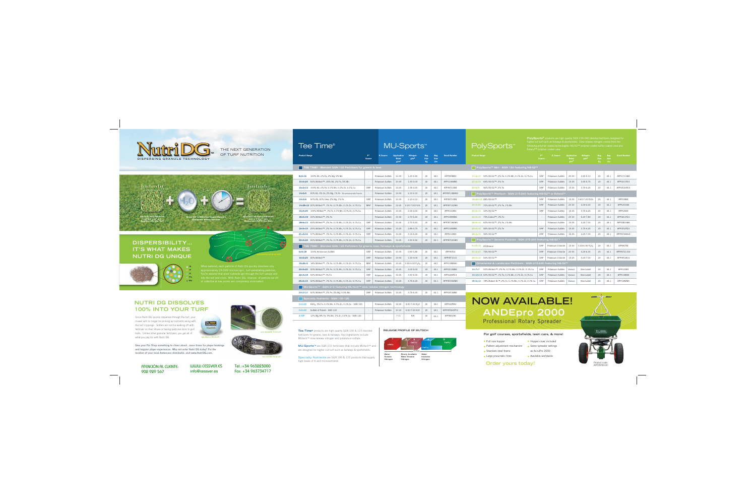# NutriDG™

THE NEXT GENERATION OF TURF NUTRITION

DISPERSING GRANULE TECHNOLOGY

## DISPERSIBILITY... IT'S WHAT MAKES NUTRI DG UNIQUE

When watered, each particle of Nutri DG quickly dissolves into approximately 24,000 microscopic, turf-penetrating particles. You're assured that plant nutrients get through the turf canopy and into the soil and roots. With Nutri DG, chances of particle run off or collection at low points are completely eliminated.

## NUTRI DG DISSOLVES 100% INTO YOUR TURF

Since Nutri DG quickly disperses through the turf, your mower will no longer be picking up nutrients along with the turf clippings. Golfers will not be walking off with fertilizer on their shoes or having particles stick to golf balls. Unlike other granular fertilizers, you get all of what you pay for with Nutri DG.

NO BALL PICKUP

NO MOWER PICKUP

NO SHOE PICKUP

Give your Pro Shop something to cheer about...more times for player bookings and happier player experiences. Why not order Nutri DG today? For the location of your local Andersons distributor, visit www.NutriDG.com.

ATENCIÓN AL CLIENTE: 902 929 567

WWW.CESSVER.ES
info@cessver.es

Tel.:+34 963223000
Fax: +34 963734717

## Tee Time® / MU-Sports™

| Product Range | | P* Source | K Source | Application Rates g/m² | Nitrogen g/m² | Bag Size Kg | Bag Size Lbs | Stock Number |
|---|---|---|---|---|---|---|---|---|
| **TEE TIME® - Blended SGN 100 Fertilizers for greens & tees** | | | | | | | | |
| 8-0-16 | 100% AS, 2% Fe, 3% Mg, 5% Mn | - | Potassium Sulfate | 15-30 | 1.20-2.40 | 20 | 44.1 | APPINTB816 |
| 10-0-20 | 65% MUtech™, 35% AS, 2% Fe, 5% Mn | - | Potassium Sulfate | 15-30 | 1.50-3.00 | 20 | 44.1 | APP1020MM3 |
| 12-2-12 | 100% AS, 2% Fe, 0.1% Mn, 0.1% Zn, 0.1% Cu | DAP | Potassium Sulfate | 15-25 | 1.90-3.25 | 20 | 44.1 | APPINT1281 |
| 14-0-9 | 60% AS, 0% Cu, 2% Mg, 1% Fe - Incompatible with Freon | - | Potassium Sulfate | 15-30 | 2.10-4.10 | 20 | 44.1 | APPINT1089 |
| 14-3-6 | 60% AS, 40% Urea, 2% Mg, 1% Fe | DAP | Potassium Sulfate | 15-30 | 2.10-4.10 | 20 | 44.1 | APPINT1436 |
| 16-28-10 | 50% MUtech™, 1% Fe, 0.1% Mn, 0.1% Zn, 0.1% Cu | MAP | Potassium Sulfate | 15-25 | 4.20-7.00 P2O5 | 20 | 44.1 | APPINT162M3 |
| 16-0-29 | 100% MUtech™, 1% Fe, 0.1% Mn, 0.1% Zn, 0.1% Cu | - | Potassium Sulfate | 15-25 | 2.25-4.50 | 20 | 44.1 | APP1629M3 |
| 18-0-18 | 65% MUtech™, 3% Fe | - | Potassium Sulfate | 15-30 | 2.70-6.10 | 20 | 44.1 | APP1849MM3 |
| 18-6-15 | 65% MUtech™, 2% Fe, 0.1% Mn, 0.1% Zn, 0.1% Cu | DAP | Potassium Sulfate | 15-30 | 2.70-6.40 | 20 | 44.1 | APPINT1861M3 |
| 19-5-19 | 25% MUtech™, 2% Fe, 0.1% Mn, 0.1% Zn, 0.1% Cu | DAP | Potassium Sulfate | 15-25 | 2.85-5.75 | 20 | 44.1 | APP1949MM3 |
| 21-3-16 | 97% MUtech™, 1% Fe, 0.1% Mn, 0.1% Zn, 0.1% Cu | DAP | Potassium Sulfate | 15-25 | 3.15-5.25 | 20 | 44.1 | APPR2131M3 |
| 22-0-22 | 65% MUtech™, 1% Fe, 0.1% Mn, 0.1% Zn, 0.1% Cu | - | Potassium Sulfate | 15-25 | 3.30-6.50 | 20 | 44.1 | APPINT2254M3 |
| **TEE TIME® - Blended SGN 125 Fertilizers for greens, tees, fairways & sportsfields** | | | | | | | | |
| 6-4-18 | 100% Ammonium Sulfate | DAP | Potassium Sulfate | 15-30 | 0.90-1.80 | 20 | 44.1 | APPINT64 |
| 10-5-20 | 60% MUtech™ | DAP | Potassium Sulfate | 15-30 | 1.50-3.00 | 20 | 44.1 | APPINT2010 |
| 19-26-5 | 38% MUtech™, 1% Fe, 0.1% Mn, 0.1% Zn, 0.1% Cu | MAP | Potassium Sulfate | 15-25 | 3.90-6.50 P2O5 | 20 | 44.1 | APP1926MM3 |
| 20-0-20 | 50% MUtech™, 2% Fe, 0.1% Mn, 0.1% Zn, 0.1% Cu | DAP | Potassium Sulfate | 15-25 | 3.00-6.00 | 20 | 44.1 | APP2020MM3 |
| 22-5-18 | 60% MUtech™ 3% Fe | DAP | Potassium Sulfate | 15-25 | 3.30-6.50 | 20 | 44.1 | APP2256FE3 |
| 25-5-15 | 50% MUtech™, 1% Fe, 0.1% Mn, 0.1% Zn, 0.1% Cu | DAP | Potassium Sulfate | 15-25 | 3.75-6.25 | 20 | 44.1 | APPINT2545M3 |
| **MU-Sports™ - SGN 215 featuring MU-tech™ slow release nitrogen technology** | | | | | | | | |
| 24-2-10 | 60% MUtech™, 2% Fe, 2% Mg, 0.5% Mn | DAP | Potassium Sulfate | 15-25 | 3.75-6.25 | 20 | 44.1 | APP2410MM3 |
| **Specialty Nutrients - SGN 100-125** | | | | | | | | |
| 0-0-40 | K2SO4, 2% Fe, 0.1% Mn, 0.1% Zn, 0.1% Cu - SGN 100 | - | Potassium Sulfate | 15-25 | 4.90-7.60 K2O | 20 | 44.1 | APP0040M3 |
| 0-0-50 | Sulfate of Potash - SGN 125 | - | Potassium Sulfate | 10-15 | 5.00-7.50 K2O | 20 | 44.1 | APPINT0050P3 |
| 4-Fe | 12% Mg, 8% Fe, 3% Mn, 1% Zn, 0.5% Cu - SGN 125 | - | - | 7-11 | N/A | 20 | 44.1 | APP8820M |

**Tee Time®** products are high quality SGN 100 & 125 blended fertilizers for greens, tees & fairways. Key ingredients include MUtech™ slow release nitrogen and potassium sulfate.

**MU-Sports™** are SGN 215 fertilizers that include MUtech™ and are designed for higher cut turf such as fairways & sportsfields.

**Specialty Nutrients** are SGN 100 & 125 products that supply high levels of K and micronutrients.

### RELEASE PROFILE OF MUTECH

UREA
MDU
DMTU
TMTU
TMPU
Water Soluble Nitrogen
Slowly Available Water Soluble Nitrogen
Water Insoluble Nitrogen

## PolySports™

**PolySports®** products are high quality SGN 150-240 blended fertilizers designed for higher cut turf such as fairways & sportsfields. Slow-release nitrogen comes from the following polymer coated technologies: NS-52™ polymer coated sulfur coated urea and Extend™ polymer coated urea.

| Product Range | | P* Source | K Source | Application Rates g/m² | Nitrogen g/m² | Bag Size Kg | Bag Size Lbs | Stock Number |
|---|---|---|---|---|---|---|---|---|
| **PolySports™ Mini - SGN 150 featuring NS-52™** | | | | | | | | |
| 17-3-17 | 50% NS-52™, 2% Fe, 0.1% Mn, 0.1% Zn, 0.1% Cu | DAP | Potassium Sulfate | 20-30 | 3.40-6.10 | 20 | 44.1 | APP1715M3 |
| 23-0-30 | 50% NS-52™, 3% Fe | DAP | Potassium Sulfate | 15-25 | 3.45-5.75 | 20 | 44.1 | APP2313FE3 |
| 25-2-5 | 56% NS-52™, 2% Fe | DAP | Potassium Sulfate | 15-25 | 3.75-6.25 | 20 | 44.1 | APP2525FE3 |
| **PolySports™ Premium - SGN 215-240 featuring NS-52™ or Extend™** | | | | | | | | |
| 18-22-12 | 48% NS-52™ | DAP | Potassium Sulfate | 15-30 | 3.60-7.20 P2O5 | 20 | 44.1 | APP1884 |
| 20-0-20 | 70% NS-52™, 2% Fe, 1% Mn | DAP | Potassium Sulfate | 20-30 | 3.00-6.00 | 20 | 44.1 | APP2010M |
| 25-5-15 | 32% NS-52™ | DAP | Potassium Sulfate | 15-25 | 3.75-6.25 | 20 | 44.1 | APP2544 |
| 26-0-26 | 70% Extend™, 3% Fe | - | Potassium Sulfate | 20-30 | 5.20-7.80 | 20 | 44.1 | APP2617FE3 |
| 28-0-15 | 60% NS-52™, 3% Fe, 1% Mn | - | Potassium Sulfate | 15-25 | 5.20-7.00 | 20 | 44.1 | APP2815M3 |
| 28-5-15 | 59% NS-52™, 2% Fe | DAP | Potassium Sulfate | 15-25 | 3.75-6.25 | 20 | 44.1 | APP2525FE3 |
| 28-3-10 | 58% NS-52™ | DAP | Potassium Sulfate | 15-25 | 5.20-7.00 | 20 | 44.1 | APPINT28264 |
| **PolySports™ General Purpose - SGN 215-240 featuring NS-52™** | | | | | | | | |
| 9-23-30 | All Mineral | DAP | Potassium Chloride | 15-30 | 3.45-6.90 P2O5 | 20 | 44.1 | APPINT94 |
| 21-3-21 | 79% NS-52™ | DAP | Potassium Chloride | 20-30 | 4.20-6.30 | 20 | 44.1 | APPINT2134 |
| 28-3-10 | 50% NS-52™ | DAP | Potassium Chloride | 15-25 | 5.20-7.00 | 20 | 44.1 | APPINT2815 |
| **Ornamental & Landscape Fertilizers - SGN 215-240 featuring NS-52™** | | | | | | | | |
| 15-7-7 | 50% MUtech™, 2% Fe, 0.1% Mn, 0.1% Zn, 0.1% Cu | DAP | Potassium Sulfate | Various | (See Label) | 20 | 44.1 | APP1535N |
| 15-10-15 | 60% NS-52™, 1% Fe, 0.1% Mn, 0.1% Zn, 0.1% Cu | DAP | Potassium Sulfate | Various | (See Label) | 20 | 44.1 | APP1546N |
| 19-4-12 | 78% Mutech-N™, 2% Fe, 0.1% Mn, 0.1% Zn, 0.1% Cu | DAP | Potassium Sulfate | Various | (See Label) | 20 | 44.1 | APP1989M3 |

# NOW AVAILABLE!
## ANDEpro 2000
### Professional Rotary Spreader

**For golf courses, sportsfields, lawn care, & more!**

- Full size hopper
- Pattern adjustment mechanism
- Stainless steel frame
- Large pneumatic tires
- Hopper cover included
- Same spreader settings as AccuPro 2000
- Available worldwide

**Order yours today!**

Product code: APPINT8100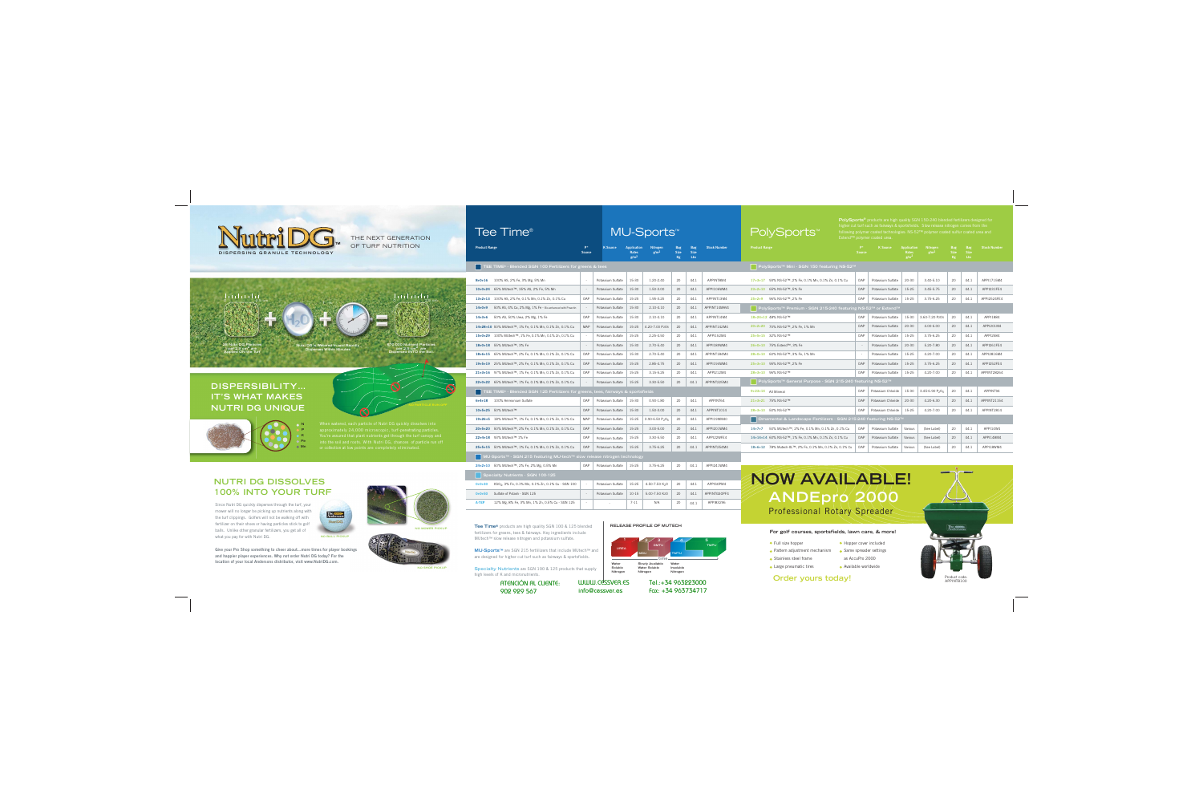# NutriDG™

THE NEXT GENERATION OF TURF NUTRITION

DISPERSING GRANULE TECHNOLOGY

## DISPERSIBILITY... IT'S WHAT MAKES NUTRI DG UNIQUE

When watered, each particle of Nutri DG quickly disperses into approximately 24,000 microscopic, turf-penetrating particles. You're assured that plant nutrients get through the turf canopy and into the soil and roots. With Nutri DG, chances of particle run off or collection at low points are completely eliminated.

## NUTRI DG DISSOLVES 100% INTO YOUR TURF

Since Nutri DG quickly disperses through the turf, your mower will no longer be picking up nutrients along with the turf clippings. Golfers will not be walking off with fertilizer on their shoes or having particles stick to golf balls. Unlike other granular fertilizers, you get all of what you pay for with Nutri DG.

Give your Pro Shop something to cheer about...more times for player bookings and happier player experiences. Why not order Nutri DG today? For the location of your local Andersons distributor, visit www.NutriDG.com.

NO BALL PICKUP

NO MOWER PICKUP

NO SHOE PICKUP

## Tee Time® / MU-Sports™

| Product Range | | P* Source | K Source | Application Rates g/m² | Nitrogen g/m² | Bag Size Kg | Bag Size Lbs | Stock Number |
|---|---|---|---|---|---|---|---|---|
| **TEE TIME® - Blended SGN 100 Fertilizers for greens & tees** | | | | | | | | |
| 8-0-16 | 100% AS, 2% Fe, 3% Mg, 5% Mn | - | Potassium Sulfate | 15-30 | 1.20-2.40 | 20 | 44.1 | APFNT8M4 |
| 10-0-20 | 65% MUtech™, 35% AS, 2% Fe, 5% Mn | - | Potassium Sulfate | 15-30 | 1.50-3.00 | 20 | 44.1 | APF1MM4 |
| 13-2-13 | 100% AS, 2% Fe, 0.1% Mn, 0.1% Zn, 0.1% Cu | DAP | Potassium Sulfate | 15-25 | 1.95-3.25 | 20 | 44.1 | APFNT13M1 |
| 14-0-9 | 60% AS, 0% Ca, 2% Mg, 1% Fe - Ecophotal with Fossils | - | Potassium Sulfate | 15-30 | 2.10-4.10 | 20 | 44.1 | APFNT10MN5 |
| 14-3-6 | 60% AS, 50% Urea 2% Mg, 1% Fe | DAP | Potassium Sulfate | 15-30 | 2.10-4.10 | 20 | 44.1 | APFNT14M1 |
| 14-28-10 | 50% MUtech™, 1% Fe, 0.1% Mn, 0.1% Zn, 0.1% Cu | MAP | Potassium Sulfate | 15-25 | 4.20-7.00 $P_2O_5$ | 20 | 44.1 | APFNT1428M |
| 18-0-28 | 100% MUtech™, 1% Fe, 0.1% Mn, 0.1% Zn, 0.1% Cu | - | Potassium Sulfate | 15-25 | 2.25-4.50 | 20 | 44.1 | APF15UM1 |
| 18-0-18 | 65% MUtech™, 3% Fe | - | Potassium Sulfate | 15-30 | 2.70-5.40 | 20 | 44.1 | APF18MNM3 |
| 18-6-15 | 65% MUtech™, 2% Fe, 0.1% Mn, 0.1% Zn, 0.1% Cu | DAP | Potassium Sulfate | 15-30 | 2.70-5.40 | 20 | 44.1 | APFNT18M4 |
| 19-5-19 | 25% MUtech™, 2% Fe, 0.1% Mn, 0.1% Zn, 0.1% Cu | DAP | Potassium Sulfate | 15-25 | 2.85-4.75 | 20 | 44.1 | APF19MM4 |
| 21-3-18 | 97% MUtech™, 1% Fe, 0.1% Mn, 0.1% Zn, 0.1% Cu | DAP | Potassium Sulfate | 15-25 | 3.15-5.25 | 20 | 44.1 | APF21M4 |
| 22-0-22 | 65% MUtech™, 1% Fe, 0.1% Mn, 0.1% Zn, 0.1% Cu | - | Potassium Sulfate | 15-25 | 3.30-5.50 | 20 | 44.1 | APFNT22M4 |
| **TEE TIME® - Blended SGN 125 Fertilizers for greens, tees, fairways & sportsfields** | | | | | | | | |
| 6-4-18 | 100% Ammonium Sulfate | DAP | Potassium Sulfate | 15-30 | 0.90-1.80 | 20 | 44.1 | APFNT64 |
| 10-0-20 | 50% MUtech™ | DAP | Potassium Sulfate | 15-30 | 1.50-3.00 | 20 | 44.1 | APFNT1010 |
| 19-26-5 | 38% MUtech™, 1% Fe, 0.1% Mn, 0.1% Zn, 0.1% Cu | MAP | Potassium Sulfate | 15-25 | 3.90-6.50 $P_2O_5$ | 20 | 44.1 | APF1MN60 |
| 20-0-20 | 50% MUtech™, 2% Fe, 0.1% Mn, 0.1% Zn, 0.1% Cu | DAP | Potassium Sulfate | 15-25 | 3.00-5.00 | 20 | 44.1 | APF2010M4 |
| 22-0-18 | 50% MUtech™ 2% Fe | DAP | Potassium Sulfate | 15-25 | 3.30-5.50 | 20 | 44.1 | APF22NFE4 |
| 25-0-15 | 50% MUtech™, 1% Fe, 0.1% Mn, 0.1% Zn, 0.1% Cu | DAP | Potassium Sulfate | 15-25 | 3.75-6.25 | 20 | 44.1 | APFNT254M4 |
| **MU-Sports™ - SGN 215 featuring MU-tech™ slow release nitrogen technology** | | | | | | | | |
| 24-2-10 | 60% MUtech™, 2% Fe, 2% Mg, 0.5% Mn | DAP | Potassium Sulfate | 15-25 | 3.75-6.25 | 20 | 44.1 | APF2414M4 |
| **Specialty Nutrients - SGN 100-125** | | | | | | | | |
| 0-0-40 | $KSO_4$, 2% Fe, 0.1% Mn, 0.1% Zn, 0.1% Cu - SGN 100 | - | Potassium Sulfate | 15-25 | 6.00-7.60 $K_2O$ | 20 | 44.1 | APF0040M4 |
| 0-0-50 | Sulfate of Potash - SGN 125 | - | Potassium Sulfate | 10-15 | 5.00-7.50 K2O | 20 | 44.1 | APFNT50SPF4 |
| A-TCF | 12% Mg, 6% Fe, 3% Mn, 1% Zn, 0.5% Cu - SGN 125 | - | - | 7-11 | N/A | 20 | 44.1 | APFIMG96 |

**Tee Time®** products are high quality SGN 100 & 125 blended fertilizers for greens, tees & fairways. Key ingredients include MUtech™ slow release nitrogen and potassium sulfate.

**MU-Sports™** are SGN 215 fertilizers that include MUtech™ and are designed for higher cut turf such as fairways & sportsfields.

**Specialty Nutrients** are SGN 100 & 125 products that supply high levels of K and micronutrients.

### RELEASE PROFILE OF MUTECH

UREA

MDU

DMTU

TMTU

TMPU

Water Soluble Nitrogen

Slowly Available Water Soluble Nitrogen

Water Insoluble Nitrogen

## PolySports™

**PolySports®** products are high quality SGN 150-240 blended fertilizers designed for higher cut turf such as fairways & sportsfields. Slow-release nitrogen comes from the following polymer coated technologies: NS-52™ polymer coated sulfur coated urea and Extend™ polymer coated urea.

| Product Range | | P* Source | K Source | Application Rates g/m² | Nitrogen g/m² | Bag Size Kg | Bag Size Lbs | Stock Number |
|---|---|---|---|---|---|---|---|---|
| **PolySports™ Mini - SGN 150 featuring NS-52™** | | | | | | | | |
| 17-3-17 | 50% NS-52™, 2% Fe, 0.1% Mn, 0.1% Zn, 0.1% Cu | DAP | Potassium Sulfate | 20-30 | 3.40-5.10 | 20 | 44.1 | APFI1715M4 |
| 23-0-16 | 69% NS-52™, 5% Fe | DAP | Potassium Sulfate | 15-25 | 3.45-5.75 | 20 | 44.1 | APFI2315FE5 |
| 25-2-9 | 56% NS-52™, 2% Fe | DAP | Potassium Sulfate | 15-25 | 3.75-6.25 | 20 | 44.1 | APFI2529FE3 |
| **PolySports™ Premium - SGN 215-240 featuring NS-52™ or Extend™** | | | | | | | | |
| 18-24-12 | 48% NS-52™ | DAP | Potassium Sulfate | 15-30 | 3.60-7.20 $P_2O_5$ | 20 | 44.1 | APFI1844 |
| 20-0-20 | 70% NS-52™, 2% Fe, 1% Mn | DAP | Potassium Sulfate | 20-30 | 3.00-6.00 | 20 | 44.1 | APFI2010M |
| 25-5-10 | 32% NS-52™ | DAP | Potassium Sulfate | 15-25 | 3.75-6.25 | 20 | 44.1 | APFI2584 |
| 26-0-10 | 70% Extend™, 0% Fe | - | Potassium Sulfate | 20-30 | 5.20-7.80 | 20 | 44.1 | APFI2N1FE5 |
| 28-0-10 | 60% NS-52™, 3% Fe, 1% Mn | - | Potassium Sulfate | 15-25 | 5.20-7.00 | 20 | 44.1 | APFI2815M4 |
| 25-0-15 | 59% NS-52™, 2% Fe | DAP | Potassium Sulfate | 15-25 | 3.75-6.25 | 20 | 44.1 | APFI2525FE3 |
| 28-3-10 | 56% NS-52™ | DAP | Potassium Sulfate | 15-25 | 3.20-7.00 | 20 | 44.1 | APFINT28D4 |
| **PolySports™ General Purpose - SGN 215-240 featuring NS-52™** | | | | | | | | |
| 9-23-16 | All Mineral | DAP | Potassium Chloride | 15-30 | 3.45-6.90 $P_2O_5$ | 20 | 44.1 | APFINT94 |
| 22-5-22 | 79% NS-52™ | DAP | Potassium Chloride | 20-30 | 3.20-6.30 | 20 | 44.1 | APFINT2214 |
| 28-3-10 | 50% NS-52™ | DAP | Potassium Chloride | 15-25 | 5.20-7.00 | 20 | 44.1 | APFINT2815 |
| **Ornamental & Landscape Fertilizers - SGN 215-240 featuring NS-52™** | | | | | | | | |
| 15-7-7 | 50% MUtech™, 2% Fe, 0.1% Mn, 0.1% Zn, 0.1% Cu | DAP | Potassium Sulfate | Various | (See Label) | 20 | 44.1 | APF15NN |
| 15-10-15 | 60% NS-52™, 1% Fe, 0.1% Mn, 0.1% Zn, 0.1% Cu | DAP | Potassium Sulfate | Various | (See Label) | 20 | 44.1 | APF15M4 |
| 18-6-12 | 78% MUtech-N™, 2% Fe, 0.1% Mn, 0.1% Zn, 0.1% Cu | DAP | Potassium Sulfate | Various | (See Label) | 20 | 44.1 | APF18MN4 |

# NOW AVAILABLE! ANDEpro 2000

Professional Rotary Spreader

**For golf courses, sportsfields, lawn care, & more!**

- Full size hopper
- Pattern adjustment mechanism
- Stainless steel frame
- Large pneumatic tires
- Hopper cover included
- Same spreader settings as AccuPro 2000
- Available worldwide

Order yours today!

Product code: APFINT8100

ATENCIÓN AL CLIENTE: 902 929 567

WWW.CESSVER.ES info@cessver.es

Tel.:+34 963223000 Fax: +34 963734717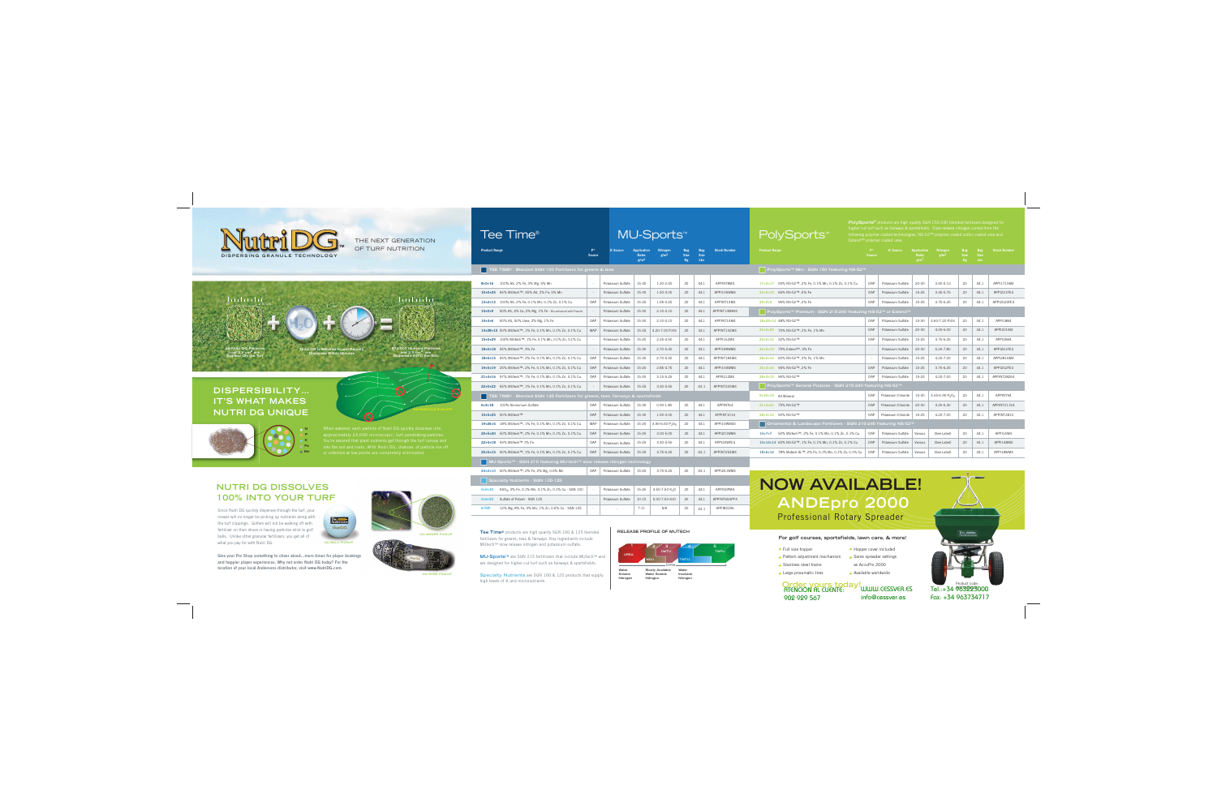# NutriDG™

THE NEXT GENERATION OF TURF NUTRITION

DISPERSING GRANULE TECHNOLOGY

## DISPERSIBILITY... IT'S WHAT MAKES NUTRI DG UNIQUE

When watered, each particle of Nutri DG quickly dissolves into approximately 24,000 microscopic, turf-penetrating particles. You're assured that plant nutrients get through the turf canopy and into the soil and roots. With Nutri DG, chances of particle run-off or collection at low points are completely eliminated.

## NUTRI DG DISSOLVES 100% INTO YOUR TURF

Since Nutri DG quickly disperses through the turf, your mower will no longer be picking up nutrients along with the turf clippings. Golfers will not be walking off with fertilizer on their shoes or having particles stick to golf balls. Unlike other granular fertilizers, you get all of what you pay for with Nutri DG.

NO BALL PICKUP

NO MOWER PICKUP

NO SHOE PICKUP

Give your Pro Shop something to cheer about...more times for player bookings and happier player experiences. Why not order Nutri DG today? For the location of your local Andersons distributor, visit www.NutriDG.com.

## Tee Time® / MU-Sports™

| Product Range | | P* Source | K Source | Application Rates g/m² | Nitrogen g/m² | Bag Size Kg | Bag Size Lbs | Stock Number |
|---|---|---|---|---|---|---|---|---|
| **TEE TIME® - Blended SGN 100 Fertilizers for greens & tees** | | | | | | | | |
| 8+0+16 | 100% AS, 2% Fe, 3% Mg, 5% Mn | - | Potassium Sulfate | 15-30 | 1.20-2.40 | 20 | 44.1 | APPNT8M4 |
| 10+0+20 | 65% MUtech™, 36% AS, 2% Fe, 5% Mn | - | Potassium Sulfate | 15-30 | 1.50-3.00 | 20 | 44.1 | APP1026MM4 |
| 13+2+13 | 100% AS, 2% Fe, 0.1% Mn, 0.1% Zn, 0.1% Cu | DAP | Potassium Sulfate | 15-25 | 1.95-3.25 | 20 | 44.1 | APPNT13M1 |
| 14+0+9 | 60% AS, 0% Cu, 2% Mg, 1% Fe - Economical with Fixents | - | Potassium Sulfate | 15-30 | 2.10-4.10 | 20 | 44.1 | APPNT10BM4 |
| 14+3+6 | 60% AS, 50% Urea, 2% Mg, 1% Fe | DAP | Potassium Sulfate | 15-30 | 2.10-4.10 | 20 | 44.1 | APPNT14M1 |
| 14+28+10 | 60% MUtech™, 1% Fe, 0.1% Mn, 0.1% Zn, 0.1% Cu | MAP | Potassium Sulfate | 15-30 | 4.20-7.00 $P_2O_5$ | 20 | 44.1 | APPNT142M4 |
| 15+0+29 | 100% MUtech™, 1% Fe, 0.1% Mn, 0.1% Zn, 0.1% Cu | - | Potassium Sulfate | 15-25 | 2.25-3.50 | 20 | 44.1 | APP1529M1 |
| 18+0+18 | 65% MUtech™, 3% Fe | - | Potassium Sulfate | 15-30 | 2.70-5.40 | 20 | 44.1 | APP1849MM4 |
| 18+6+15 | 65% MUtech™, 2% Fe, 0.1% Mn, 0.1% Zn, 0.1% Cu | DAP | Potassium Sulfate | 15-30 | 2.70-5.40 | 20 | 44.1 | APPNT184M4 |
| 19+5+19 | 25% MUtech™, 2% Fe, 0.1% Mn, 0.1% Zn, 0.1% Cu | DAP | Potassium Sulfate | 15-25 | 2.85-4.75 | 20 | 44.1 | APP1549MM4 |
| 21+3+16 | 67% MUtech™, 1% Fe, 0.1% Mn, 0.1% Zn, 0.1% Cu | DAP | Potassium Sulfate | 15-25 | 3.15-5.25 | 20 | 44.1 | APP2116M1 |
| 22+0+22 | 65% MUtech™, 1% Fe, 0.1% Mn, 0.1% Zn, 0.1% Cu | - | Potassium Sulfate | 15-25 | 3.30-5.50 | 20 | 44.1 | APPNT225M4 |
| **TEE TIME® - Blended SGN 125 Fertilizers for greens, tees, fairways & sportsfields** | | | | | | | | |
| 5+4+18 | 100% Ammonium Sulfate | DAP | Potassium Sulfate | 15-30 | 0.90-1.80 | 20 | 44.1 | APPNT64 |
| 10+5+20 | 60% MUtech™ | DAP | Potassium Sulfate | 15-30 | 1.50-3.00 | 20 | 44.1 | APPNT1010 |
| 19+26+5 | 38% MUtech™, 1% Fe, 0.1% Mn, 0.1% Zn, 0.1% Cu | MAP | Potassium Sulfate | 15-25 | 3.90-6.50 $P_2O_5$ | 20 | 44.1 | APP1930550 |
| 20+0+20 | 60% MUtech™, 2% Fe, 0.1% Mn, 0.1% Zn, 0.1% Cu | DAP | Potassium Sulfate | 15-25 | 3.00-5.00 | 20 | 44.1 | APP2020MM4 |
| 22+5+18 | 60% MUtech™, 2% Fe | DAP | Potassium Sulfate | 15-25 | 3.30-5.50 | 20 | 44.1 | APP2252FE4 |
| 25+5+15 | 60% MUtech™, 1% Fe, 0.1% Mn, 0.1% Zn, 0.1% Cu | DAP | Potassium Sulfate | 15-25 | 3.75-6.25 | 20 | 44.1 | APPNT2545M4 |
| **MU-Sports™ - SGN 215 featuring MU-tech™ slow release nitrogen technology** | | | | | | | | |
| 24+2+10 | 60% MUtech™, 2% Fe, 2% Mg, 0.5% Mn | DAP | Potassium Sulfate | 15-25 | 3.75-6.25 | 20 | 44.1 | APP2410MM4 |
| **Specialty Nutrients - SGN 100-125** | | | | | | | | |
| 0+0+40 | $K_2O$, 2% Fe, 0.1% Mn, 0.1% Zn, 0.1% Cu - SGN 100 | - | Potassium Sulfate | 20-25 | 8.00-7.60 $K_2O$ | 20 | 44.1 | APP500F94 |
| 0+0+50 | Sulfate of Potash - SGN 125 | - | Potassium Sulfate | 10-15 | 5.00-7.50 K2O | 20 | 44.1 | APPNT500FE1 |
| 4-T-F | 12% Mg, 6% Fe, 3% Mn, 1% Zn, 0.5% Cu - SGN 125 | - | - | 7-11 | N/A | 20 | 44.1 | APP4M296 |

**Tee Time®** products are high quality SGN 100 & 125 blended fertilizers for greens, tees & fairways. Key ingredients include MUtech™ slow release nitrogen and potassium sulfate.

**MU-Sports™** are SGN 215 fertilizers that include MUtech™ and are designed for higher cut turf such as fairways & sportsfields.

**Specialty Nutrients** are SGN 100 & 125 products that supply high levels of K and micronutrients.

### RELEASE PROFILE OF MUTECH

UREA
MDU
DMTU
TMTU
TMPU
Water Soluble Nitrogen
Slowly Available Water Soluble Nitrogen
Water Insoluble Nitrogen

## PolySports™

**PolySports®** products are high quality SGN 150-240 blended fertilizers designed for higher cut turf such as fairways & sportsfields. Slow-release nitrogen comes from the following polymer coated technologies: NS-52™ polymer coated sulfur coated urea and Extend™ polymer coated urea.

| Product Range | | P* Source | K Source | Application Rates g/m² | Nitrogen g/m² | Bag Size Kg | Bag Size Lbs | Stock Number |
|---|---|---|---|---|---|---|---|---|
| **PolySports™ Mini - SGN 150 featuring NS-52™** | | | | | | | | |
| 17+3+17 | 50% NS-52™, 2% Fe, 0.1% Mn, 0.1% Zn, 0.1% Cu | DAP | Potassium Sulfate | 20-30 | 3.40-5.10 | 20 | 44.1 | APP1715M4 |
| 21+5+10 | 69% NS-52™, 5% Fe | DAP | Potassium Sulfate | 15-25 | 3.45-6.75 | 20 | 44.1 | APP2312FE4 |
| 25+2+5 | 96% NS-52™, 2% Fe | DAP | Potassium Sulfate | 15-25 | 3.75-6.25 | 20 | 44.1 | APP2522FE4 |
| **PolySports™ Premium - SGN 215-240 featuring NS-52™ or Extend™** | | | | | | | | |
| 18+24+12 | 48% NS-52™ | DAP | Potassium Sulfate | 15-30 | 3.60-7.20 $P_2O_5$ | 20 | 44.1 | APP18M4 |
| 20+0+20 | 70% NS-52™, 2% Fe, 1% Mn | DAP | Potassium Sulfate | 20-30 | 3.00-6.00 | 20 | 44.1 | APP2019M |
| 25+0+10 | 32% NS-52™ | DAP | Potassium Sulfate | 15-25 | 3.75-6.25 | 20 | 44.1 | APP2584 |
| 26+0+26 | 70% Extend™, 3% Fe | - | Potassium Sulfate | 20-30 | 5.20-7.80 | 20 | 44.1 | APP2617FE4 |
| 28+3+10 | 60% NS-52™, 3% Fe, 1% Mn | - | Potassium Sulfate | 15-25 | 5.20-7.00 | 20 | 44.1 | APP2815M4 |
| 28+3+28 | 59% NS-52™, 2% Fe | DAP | Potassium Sulfate | 15-25 | 3.75-6.25 | 20 | 44.1 | APP2525FE4 |
| 28+3+10 | 58% NS-52™ | DAP | Potassium Sulfate | 15-25 | 3.20-7.00 | 20 | 44.1 | APPNT2820 |
| **PolySports™ General Purpose - SGN 215-240 featuring NS-52™** | | | | | | | | |
| 9+23+30 | All Mineral | DAP | Potassium Chloride | 15-30 | 3.45-6.90 $P_2O_5$ | 20 | 44.1 | APPNT94 |
| 22+0+22 | 79% NS-52™ | DAP | Potassium Chloride | 20-30 | 3.20-6.30 | 20 | 44.1 | APPNT2144 |
| 28+3+10 | 60% NS-52™ | DAP | Potassium Chloride | 15-25 | 3.20-7.00 | 20 | 44.1 | APPNT2815 |
| **Ornamental & Landscape Fertilizers - SGN 215-240 featuring NS-52™** | | | | | | | | |
| 15+7+7 | 50% MUtech™, 2% Fe, 0.1% Mn, 0.1% Zn, 0.1% Cu | DAP | Potassium Sulfate | Various | (See Label) | 20 | 44.1 | APP15M4 |
| 15+15+15 | 60% NS-52™, 1% Fe, 0.1% Mn, 0.1% Zn, 0.1% Cu | DAP | Potassium Sulfate | Various | (See Label) | 20 | 44.1 | APP15M4I |
| 18+6+12 | 78% MUtech-N™, 2% Fe, 0.1% Mn, 0.1% Zn, 0.1% Cu | DAP | Potassium Sulfate | Various | (See Label) | 20 | 44.1 | APP18M4 |

## NOW AVAILABLE! ANDEpro 2000

Professional Rotary Spreader

**For golf courses, sportsfields, lawn care, & more!**

- Full size hopper
- Pattern adjustment mechanism
- Stainless steel frame
- Large pneumatic tires
- Hopper cover included
- Same spreader settings as AccuPro 2000
- Available worldwide

Order yours today!

ATENCION AL CLIENTE: 902 929 567

www.cessver.es

info@cessver.es

Product code: Tel.:+34 963923000

Fax: +34 963734717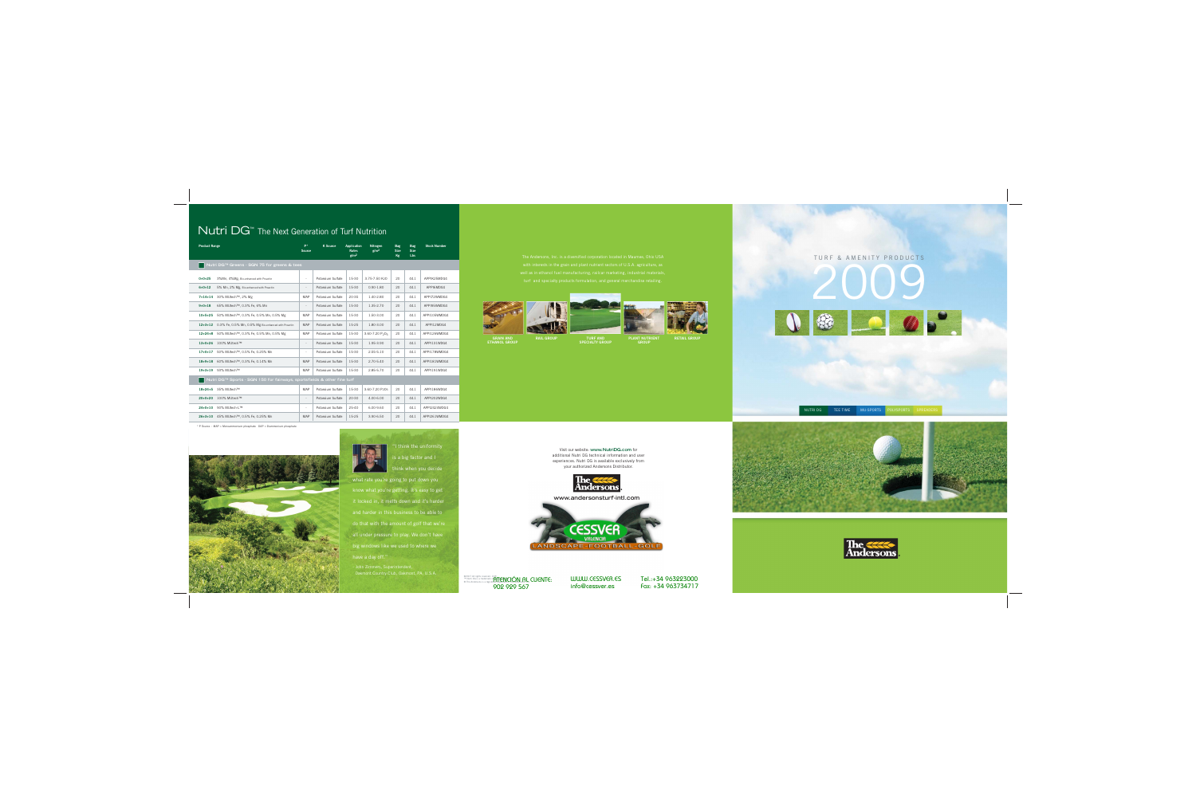# Nutri DG™ The Next Generation of Turf Nutrition

| Product Range | | P* Source | K Source | Application Rates g/m² | Nitrogen g/m² | Bag Size Kg | Bag Size Lbs | Stock Number |
|---|---|---|---|---|---|---|---|---|
| **Nutri DG™ Greens - SGN 70 for greens & tees** | | | | | | | | |
| 0+0+28 | 5%Mn, 4%Mg, Biocontained with Prozone | – | Potassium Sulfate | 15-30 | 0.75-7.30 K₂O | 20 | 44.1 | APP0028MDG4 |
| 4+0+12 | 5% Mn, 2% Mg, Biocontained with Prozone | – | Potassium Sulfate | 15-30 | 0.60-1.80 | 20 | 44.1 | APP4MDG4 |
| 7+14+14 | 50% MUtech™, 2% Mg | MAP | Potassium Sulfate | 20-30 | 1.40-2.80 | 20 | 44.1 | APP0714MDG4 |
| 9+0+18 | 69% MUtech™, 0.3% Fe, 6% Mn | – | Potassium Sulfate | 15-30 | 1.35-2.70 | 20 | 44.1 | APP0918MDG4 |
| 10+5+25 | 50% MUtech™, 0.3% Fe, 0.5% Mn, 0.5% Mg | MAP | Potassium Sulfate | 15-30 | 1.60-3.00 | 20 | 44.1 | APP1025MDG4 |
| 12+3+12 | 0.3% Fe, 0.5% Mn, 0.5% Mg Biocontained with Prozone | MAP | Potassium Sulfate | 15-25 | 1.80-3.00 | 20 | 44.1 | APP12MDG4 |
| 12+24+8 | 50% MUtech™, 0.3% Fe, 0.5% Mn, 0.5% Mg | MAP | Potassium Sulfate | 15-30 | 3.60-7.20 P₂O₅ | 20 | 44.1 | APP1224MDG4 |
| 13+0+26 | 100% MUtech™ | – | Potassium Sulfate | 15-30 | 1.95-3.90 | 20 | 44.1 | APP1313MDG4 |
| 17+0+17 | 50% MUtech™, 0.5% Fe, 0.25% Mn | – | Potassium Sulfate | 15-30 | 2.55-5.10 | 20 | 44.1 | APP1718MDG4 |
| 18+9+18 | 60% MUtech™, 0.3% Fe, 0.14% Mn | MAP | Potassium Sulfate | 15-30 | 2.70-5.40 | 20 | 44.1 | APP1818MDG4 |
| 19+4+19 | 59% MUtech™ | MAP | Potassium Sulfate | 15-30 | 2.85-5.70 | 20 | 44.1 | APP1919MDG4 |
| **Nutri DG™ Sports - SGN 150 for fairways, sportsfields & other fine turf** | | | | | | | | |
| 18+24+6 | 36% MUtech™ | MAP | Potassium Sulfate | 15-30 | 3.60-7.20 P₂O₅ | 20 | 44.1 | APP1866MDG4 |
| 20+0+20 | 100% MUtech™ | – | Potassium Sulfate | 20-30 | 4.00-6.00 | 20 | 44.1 | APP2020MDG4 |
| 24+0+12 | 50% MUtech™ | – | Potassium Sulfate | 25-40 | 6.00-9.60 | 20 | 44.1 | APP2412MDG4 |
| 26+3+10 | 40% MUtech™, 0.6% Fe, 0.25% Mn | MAP | Potassium Sulfate | 15-25 | 3.90-6.50 | 20 | 44.1 | APP2610MDG4 |

* P Source – MAP = Monoammonium phosphate DAP = Diammonium phosphate

"I think the uniformity is a big factor and I think when you decide what rate you're going to put down you know what you're getting. It's easy to get it locked in. It melts down and it's harder and harder in this business to be able to do that with the amount of golf that we're all under pressure to play. We don't have big windows like we used to where we have a day off."

– John Zimmers, Superintendent, Oakmont Country Club, Oakmont, PA, U.S.A.

The Andersons, Inc. is a diversified corporation located in Maumee, Ohio USA with interests in the grain and plant nutrient sectors of U.S.A. agriculture, as well as in ethanol fuel manufacturing, railcar marketing, industrial materials, turf and specialty products formulation, and general merchandise retailing.

GRAIN AND ETHANOL GROUP | RAIL GROUP | TURF AND SPECIALTY GROUP | PLANT NUTRIENT GROUP | RETAIL GROUP

Visit our website **www.NutriDG.com** for additional Nutri DG technical information and user experiences. Nutri DG is available exclusively from your authorized Andersons Distributor.

The Andersons

www.andersonsturf-intl.com

CESSVER VALENCIA
LANDSCAPE FOOTBALL GOLF

ATENCIÓN AL CLIENTE: 902 929 567

WWW.CESSVER.ES
info@cessver.es

Tel.:+34 963223000
Fax: +34 963734717

TURF & AMENITY PRODUCTS

2009

NUTRI DG | TEE TIME | MU SPORTS | PROSPORTS | STARTERS

The Andersons